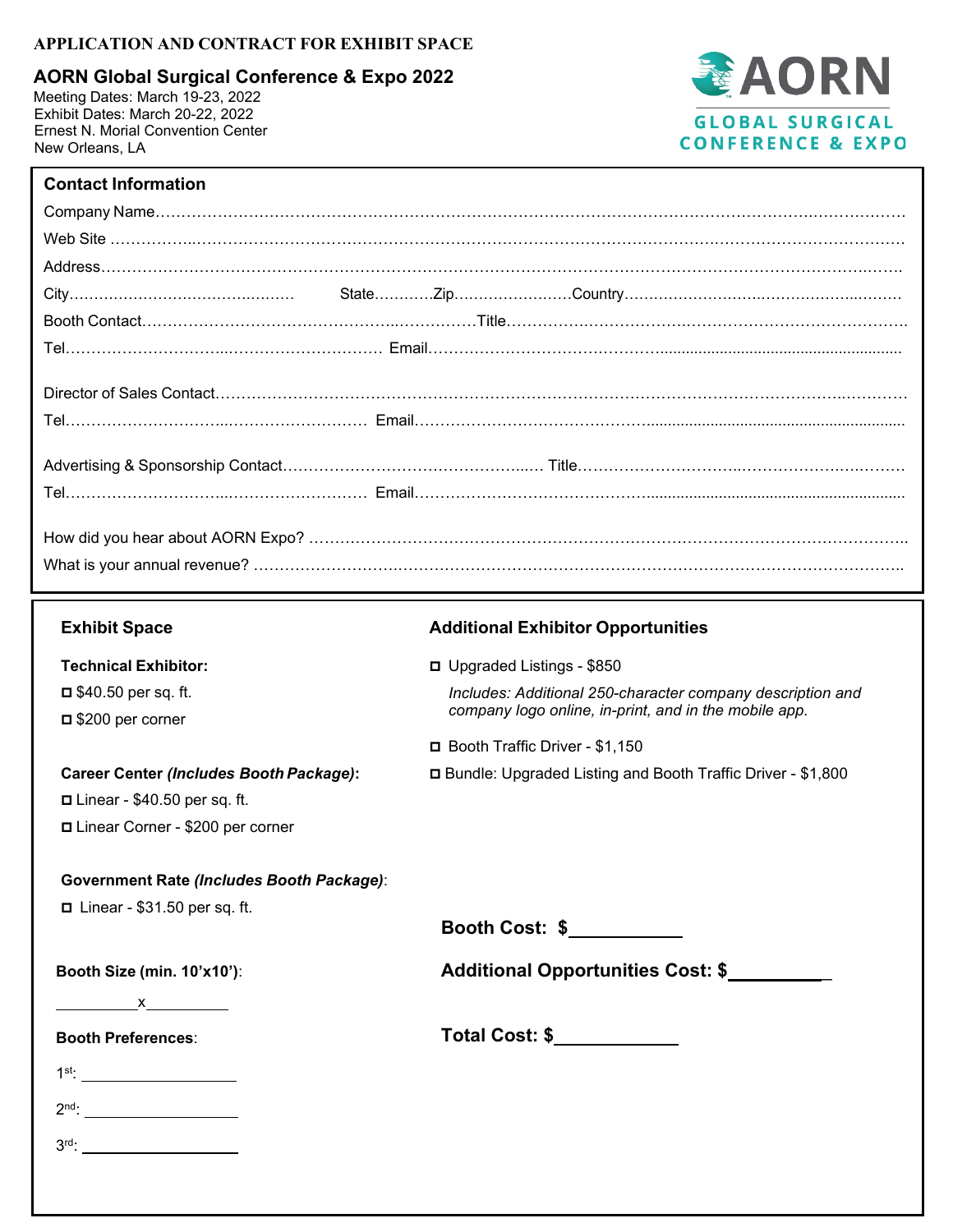**APPLICATION AND CONTRACT FOR EXHIBIT SPACE**

## AORN Global Surgical Conference & Expo 2022

Meeting Dates: March 19-23, 2022
Exhibit Dates: March 20-22, 2022
Ernest N. Morial Convention Center
New Orleans, LA

AORN GLOBAL SURGICAL CONFERENCE & EXPO

### Contact Information

Company Name……………………………………………………………………………………………………………

Web Site ……………………………………………………………………………………………………………………

Address……………………………………………………………………………………………………………………

City……………………………………… State…………Zip……………………Country……………………………………

Booth Contact…………………………………………………Title………………………………………………………

Tel………………………………………………… Email…………………………………………………………………

Director of Sales Contact…………………………………………………………………………………………………

Tel………………………………………………… Email…………………………………………………………………

Advertising & Sponsorship Contact……………………………………… Title…………………………………………

Tel………………………………………………… Email…………………………………………………………………

How did you hear about AORN Expo? ………………………………………………………………………………………

What is your annual revenue? ………………………………………………………………………………………………

### Exhibit Space

**Technical Exhibitor:**

- ☐ $40.50 per sq. ft.
- ☐ $200 per corner

**Career Center *(Includes Booth Package)*:**

- ☐ Linear - $40.50 per sq. ft.
- ☐ Linear Corner - $200 per corner

**Government Rate *(Includes Booth Package)*:**

- ☐ Linear - $31.50 per sq. ft.

**Booth Size (min. 10'x10')**:

__________ x __________

**Booth Preferences**:

1st: ____________________

2nd: ____________________

3rd: ____________________

### Additional Exhibitor Opportunities

- ☐ Upgraded Listings - $850

  *Includes: Additional 250-character company description and company logo online, in-print, and in the mobile app.*

- ☐ Booth Traffic Driver - $1,150
- ☐ Bundle: Upgraded Listing and Booth Traffic Driver - $1,800

**Booth Cost: $**____________

**Additional Opportunities Cost: $**____________

**Total Cost: $**____________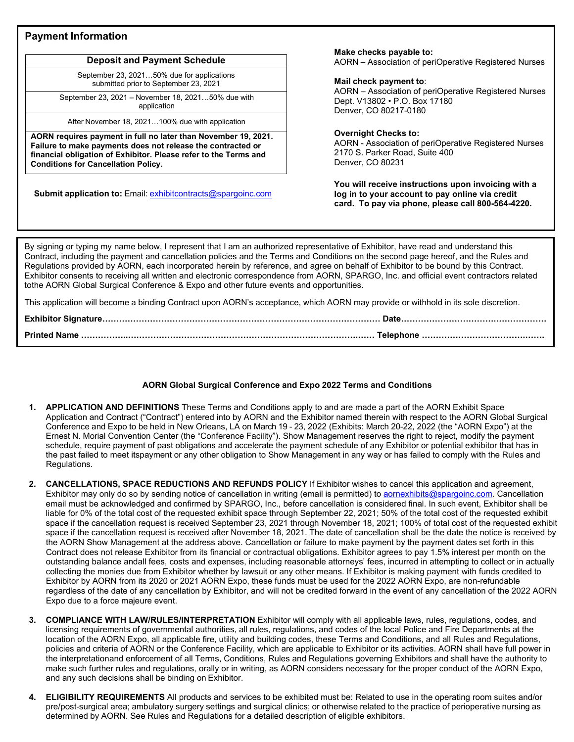## Payment Information

| Deposit and Payment Schedule |
|---|
| September 23, 2021…50% due for applications submitted prior to September 23, 2021 |
| September 23, 2021 – November 18, 2021…50% due with application |
| After November 18, 2021…100% due with application |
| **AORN requires payment in full no later than November 19, 2021. Failure to make payments does not release the contracted or financial obligation of Exhibitor. Please refer to the Terms and Conditions for Cancellation Policy.** |

**Submit application to:** Email: exhibitcontracts@spargoinc.com

**Make checks payable to:**
AORN – Association of periOperative Registered Nurses

**Mail check payment to**:
AORN – Association of periOperative Registered Nurses
Dept. V13802 • P.O. Box 17180
Denver, CO 80217-0180

**Overnight Checks to:**
AORN - Association of periOperative Registered Nurses
2170 S. Parker Road, Suite 400
Denver, CO 80231

**You will receive instructions upon invoicing with a log in to your account to pay online via credit card. To pay via phone, please call 800-564-4220.**

By signing or typing my name below, I represent that I am an authorized representative of Exhibitor, have read and understand this Contract, including the payment and cancellation policies and the Terms and Conditions on the second page hereof, and the Rules and Regulations provided by AORN, each incorporated herein by reference, and agree on behalf of Exhibitor to be bound by this Contract. Exhibitor consents to receiving all written and electronic correspondence from AORN, SPARGO, Inc. and official event contractors related tothe AORN Global Surgical Conference & Expo and other future events and opportunities.

This application will become a binding Contract upon AORN's acceptance, which AORN may provide or withhold in its sole discretion.

**Exhibitor Signature**…………………………………………………………………………………… **Date**……………………………………………

**Printed Name** ……………………………………………………………………………………… **Telephone** ……………………………………….

### AORN Global Surgical Conference and Expo 2022 Terms and Conditions

1. **APPLICATION AND DEFINITIONS** These Terms and Conditions apply to and are made a part of the AORN Exhibit Space Application and Contract ("Contract") entered into by AORN and the Exhibitor named therein with respect to the AORN Global Surgical Conference and Expo to be held in New Orleans, LA on March 19 - 23, 2022 (Exhibits: March 20-22, 2022 (the "AORN Expo") at the Ernest N. Morial Convention Center (the "Conference Facility"). Show Management reserves the right to reject, modify the payment schedule, require payment of past obligations and accelerate the payment schedule of any Exhibitor or potential exhibitor that has in the past failed to meet itspayment or any other obligation to Show Management in any way or has failed to comply with the Rules and Regulations.

2. **CANCELLATIONS, SPACE REDUCTIONS AND REFUNDS POLICY** If Exhibitor wishes to cancel this application and agreement, Exhibitor may only do so by sending notice of cancellation in writing (email is permitted) to aornexhibits@spargoinc.com. Cancellation email must be acknowledged and confirmed by SPARGO, Inc., before cancellation is considered final. In such event, Exhibitor shall be liable for 0% of the total cost of the requested exhibit space through September 22, 2021; 50% of the total cost of the requested exhibit space if the cancellation request is received September 23, 2021 through November 18, 2021; 100% of total cost of the requested exhibit space if the cancellation request is received after November 18, 2021. The date of cancellation shall be the date the notice is received by the AORN Show Management at the address above. Cancellation or failure to make payment by the payment dates set forth in this Contract does not release Exhibitor from its financial or contractual obligations. Exhibitor agrees to pay 1.5% interest per month on the outstanding balance andall fees, costs and expenses, including reasonable attorneys' fees, incurred in attempting to collect or in actually collecting the monies due from Exhibitor whether by lawsuit or any other means. If Exhibitor is making payment with funds credited to Exhibitor by AORN from its 2020 or 2021 AORN Expo, these funds must be used for the 2022 AORN Expo, are non-refundable regardless of the date of any cancellation by Exhibitor, and will not be credited forward in the event of any cancellation of the 2022 AORN Expo due to a force majeure event.

3. **COMPLIANCE WITH LAW/RULES/INTERPRETATION** Exhibitor will comply with all applicable laws, rules, regulations, codes, and licensing requirements of governmental authorities, all rules, regulations, and codes of the local Police and Fire Departments at the location of the AORN Expo, all applicable fire, utility and building codes, these Terms and Conditions, and all Rules and Regulations, policies and criteria of AORN or the Conference Facility, which are applicable to Exhibitor or its activities. AORN shall have full power in the interpretationand enforcement of all Terms, Conditions, Rules and Regulations governing Exhibitors and shall have the authority to make such further rules and regulations, orally or in writing, as AORN considers necessary for the proper conduct of the AORN Expo, and any such decisions shall be binding on Exhibitor.

4. **ELIGIBILITY REQUIREMENTS** All products and services to be exhibited must be: Related to use in the operating room suites and/or pre/post-surgical area; ambulatory surgery settings and surgical clinics; or otherwise related to the practice of perioperative nursing as determined by AORN. See Rules and Regulations for a detailed description of eligible exhibitors.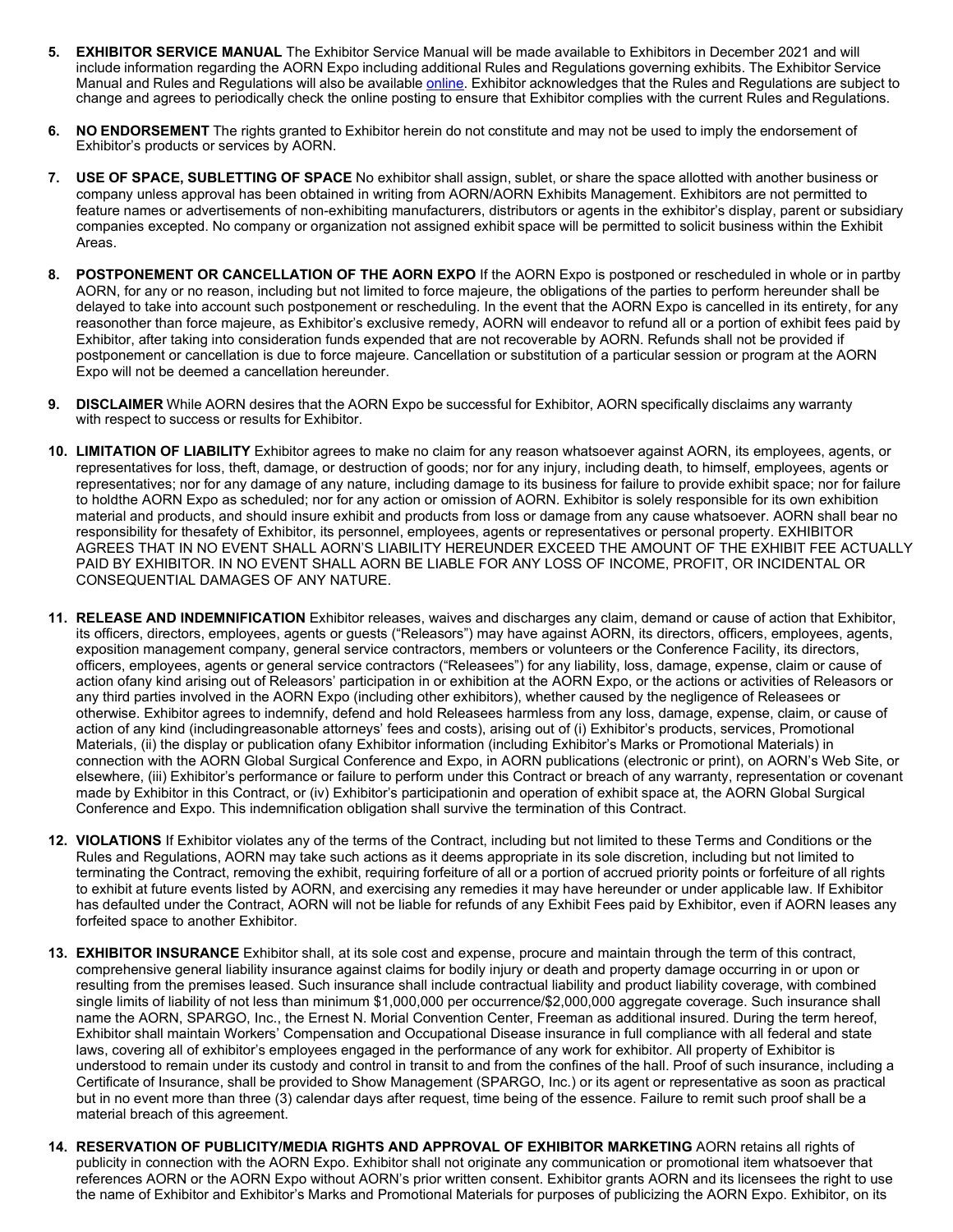5. **EXHIBITOR SERVICE MANUAL** The Exhibitor Service Manual will be made available to Exhibitors in December 2021 and will include information regarding the AORN Expo including additional Rules and Regulations governing exhibits. The Exhibitor Service Manual and Rules and Regulations will also be available online. Exhibitor acknowledges that the Rules and Regulations are subject to change and agrees to periodically check the online posting to ensure that Exhibitor complies with the current Rules and Regulations.

6. **NO ENDORSEMENT** The rights granted to Exhibitor herein do not constitute and may not be used to imply the endorsement of Exhibitor's products or services by AORN.

7. **USE OF SPACE, SUBLETTING OF SPACE** No exhibitor shall assign, sublet, or share the space allotted with another business or company unless approval has been obtained in writing from AORN/AORN Exhibits Management. Exhibitors are not permitted to feature names or advertisements of non-exhibiting manufacturers, distributors or agents in the exhibitor's display, parent or subsidiary companies excepted. No company or organization not assigned exhibit space will be permitted to solicit business within the Exhibit Areas.

8. **POSTPONEMENT OR CANCELLATION OF THE AORN EXPO** If the AORN Expo is postponed or rescheduled in whole or in partby AORN, for any or no reason, including but not limited to force majeure, the obligations of the parties to perform hereunder shall be delayed to take into account such postponement or rescheduling. In the event that the AORN Expo is cancelled in its entirety, for any reasonother than force majeure, as Exhibitor's exclusive remedy, AORN will endeavor to refund all or a portion of exhibit fees paid by Exhibitor, after taking into consideration funds expended that are not recoverable by AORN. Refunds shall not be provided if postponement or cancellation is due to force majeure. Cancellation or substitution of a particular session or program at the AORN Expo will not be deemed a cancellation hereunder.

9. **DISCLAIMER** While AORN desires that the AORN Expo be successful for Exhibitor, AORN specifically disclaims any warranty with respect to success or results for Exhibitor.

10. **LIMITATION OF LIABILITY** Exhibitor agrees to make no claim for any reason whatsoever against AORN, its employees, agents, or representatives for loss, theft, damage, or destruction of goods; nor for any injury, including death, to himself, employees, agents or representatives; nor for any damage of any nature, including damage to its business for failure to provide exhibit space; nor for failure to holdthe AORN Expo as scheduled; nor for any action or omission of AORN. Exhibitor is solely responsible for its own exhibition material and products, and should insure exhibit and products from loss or damage from any cause whatsoever. AORN shall bear no responsibility for thesafety of Exhibitor, its personnel, employees, agents or representatives or personal property. EXHIBITOR AGREES THAT IN NO EVENT SHALL AORN'S LIABILITY HEREUNDER EXCEED THE AMOUNT OF THE EXHIBIT FEE ACTUALLY PAID BY EXHIBITOR. IN NO EVENT SHALL AORN BE LIABLE FOR ANY LOSS OF INCOME, PROFIT, OR INCIDENTAL OR CONSEQUENTIAL DAMAGES OF ANY NATURE.

11. **RELEASE AND INDEMNIFICATION** Exhibitor releases, waives and discharges any claim, demand or cause of action that Exhibitor, its officers, directors, employees, agents or guests ("Releasors") may have against AORN, its directors, officers, employees, agents, exposition management company, general service contractors, members or volunteers or the Conference Facility, its directors, officers, employees, agents or general service contractors ("Releasees") for any liability, loss, damage, expense, claim or cause of action ofany kind arising out of Releasors' participation in or exhibition at the AORN Expo, or the actions or activities of Releasors or any third parties involved in the AORN Expo (including other exhibitors), whether caused by the negligence of Releasees or otherwise. Exhibitor agrees to indemnify, defend and hold Releasees harmless from any loss, damage, expense, claim, or cause of action of any kind (includingreasonable attorneys' fees and costs), arising out of (i) Exhibitor's products, services, Promotional Materials, (ii) the display or publication ofany Exhibitor information (including Exhibitor's Marks or Promotional Materials) in connection with the AORN Global Surgical Conference and Expo, in AORN publications (electronic or print), on AORN's Web Site, or elsewhere, (iii) Exhibitor's performance or failure to perform under this Contract or breach of any warranty, representation or covenant made by Exhibitor in this Contract, or (iv) Exhibitor's participationin and operation of exhibit space at, the AORN Global Surgical Conference and Expo. This indemnification obligation shall survive the termination of this Contract.

12. **VIOLATIONS** If Exhibitor violates any of the terms of the Contract, including but not limited to these Terms and Conditions or the Rules and Regulations, AORN may take such actions as it deems appropriate in its sole discretion, including but not limited to terminating the Contract, removing the exhibit, requiring forfeiture of all or a portion of accrued priority points or forfeiture of all rights to exhibit at future events listed by AORN, and exercising any remedies it may have hereunder or under applicable law. If Exhibitor has defaulted under the Contract, AORN will not be liable for refunds of any Exhibit Fees paid by Exhibitor, even if AORN leases any forfeited space to another Exhibitor.

13. **EXHIBITOR INSURANCE** Exhibitor shall, at its sole cost and expense, procure and maintain through the term of this contract, comprehensive general liability insurance against claims for bodily injury or death and property damage occurring in or upon or resulting from the premises leased. Such insurance shall include contractual liability and product liability coverage, with combined single limits of liability of not less than minimum $1,000,000 per occurrence/$2,000,000 aggregate coverage. Such insurance shall name the AORN, SPARGO, Inc., the Ernest N. Morial Convention Center, Freeman as additional insured. During the term hereof, Exhibitor shall maintain Workers' Compensation and Occupational Disease insurance in full compliance with all federal and state laws, covering all of exhibitor's employees engaged in the performance of any work for exhibitor. All property of Exhibitor is understood to remain under its custody and control in transit to and from the confines of the hall. Proof of such insurance, including a Certificate of Insurance, shall be provided to Show Management (SPARGO, Inc.) or its agent or representative as soon as practical but in no event more than three (3) calendar days after request, time being of the essence. Failure to remit such proof shall be a material breach of this agreement.

14. **RESERVATION OF PUBLICITY/MEDIA RIGHTS AND APPROVAL OF EXHIBITOR MARKETING** AORN retains all rights of publicity in connection with the AORN Expo. Exhibitor shall not originate any communication or promotional item whatsoever that references AORN or the AORN Expo without AORN's prior written consent. Exhibitor grants AORN and its licensees the right to use the name of Exhibitor and Exhibitor's Marks and Promotional Materials for purposes of publicizing the AORN Expo. Exhibitor, on its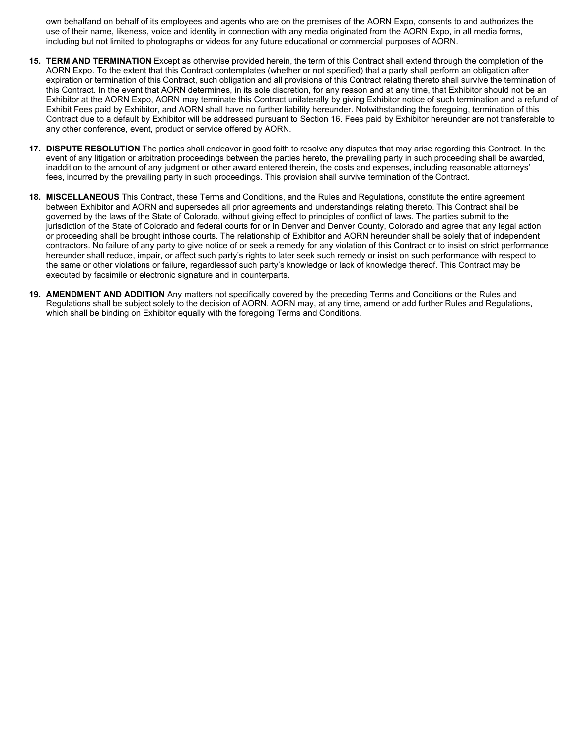own behalfand on behalf of its employees and agents who are on the premises of the AORN Expo, consents to and authorizes the use of their name, likeness, voice and identity in connection with any media originated from the AORN Expo, in all media forms, including but not limited to photographs or videos for any future educational or commercial purposes of AORN.

15. **TERM AND TERMINATION** Except as otherwise provided herein, the term of this Contract shall extend through the completion of the AORN Expo. To the extent that this Contract contemplates (whether or not specified) that a party shall perform an obligation after expiration or termination of this Contract, such obligation and all provisions of this Contract relating thereto shall survive the termination of this Contract. In the event that AORN determines, in its sole discretion, for any reason and at any time, that Exhibitor should not be an Exhibitor at the AORN Expo, AORN may terminate this Contract unilaterally by giving Exhibitor notice of such termination and a refund of Exhibit Fees paid by Exhibitor, and AORN shall have no further liability hereunder. Notwithstanding the foregoing, termination of this Contract due to a default by Exhibitor will be addressed pursuant to Section 16. Fees paid by Exhibitor hereunder are not transferable to any other conference, event, product or service offered by AORN.

17. **DISPUTE RESOLUTION** The parties shall endeavor in good faith to resolve any disputes that may arise regarding this Contract. In the event of any litigation or arbitration proceedings between the parties hereto, the prevailing party in such proceeding shall be awarded, inaddition to the amount of any judgment or other award entered therein, the costs and expenses, including reasonable attorneys' fees, incurred by the prevailing party in such proceedings. This provision shall survive termination of the Contract.

18. **MISCELLANEOUS** This Contract, these Terms and Conditions, and the Rules and Regulations, constitute the entire agreement between Exhibitor and AORN and supersedes all prior agreements and understandings relating thereto. This Contract shall be governed by the laws of the State of Colorado, without giving effect to principles of conflict of laws. The parties submit to the jurisdiction of the State of Colorado and federal courts for or in Denver and Denver County, Colorado and agree that any legal action or proceeding shall be brought inthose courts. The relationship of Exhibitor and AORN hereunder shall be solely that of independent contractors. No failure of any party to give notice of or seek a remedy for any violation of this Contract or to insist on strict performance hereunder shall reduce, impair, or affect such party's rights to later seek such remedy or insist on such performance with respect to the same or other violations or failure, regardlessof such party's knowledge or lack of knowledge thereof. This Contract may be executed by facsimile or electronic signature and in counterparts.

19. **AMENDMENT AND ADDITION** Any matters not specifically covered by the preceding Terms and Conditions or the Rules and Regulations shall be subject solely to the decision of AORN. AORN may, at any time, amend or add further Rules and Regulations, which shall be binding on Exhibitor equally with the foregoing Terms and Conditions.